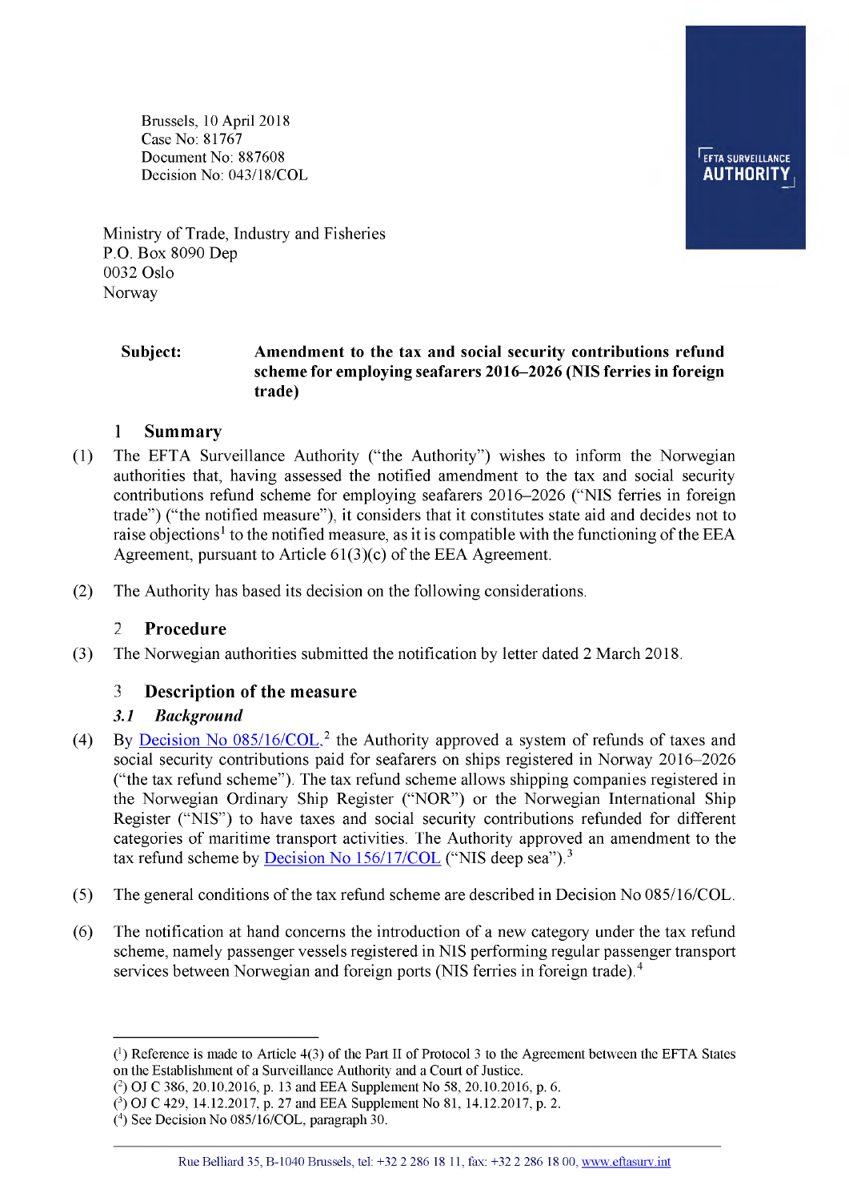Brussels, 10 April 2018
Case No: 81767
Document No: 887608
Decision No: 043/18/COL

Ministry of Trade, Industry and Fisheries
P.O. Box 8090 Dep
0032 Oslo
Norway

**Subject:** **Amendment to the tax and social security contributions refund scheme for employing seafarers 2016–2026 (NIS ferries in foreign trade)**

## 1 Summary

(1) The EFTA Surveillance Authority ("the Authority") wishes to inform the Norwegian authorities that, having assessed the notified amendment to the tax and social security contributions refund scheme for employing seafarers 2016–2026 ("NIS ferries in foreign trade") ("the notified measure"), it considers that it constitutes state aid and decides not to raise objections[1] to the notified measure, as it is compatible with the functioning of the EEA Agreement, pursuant to Article 61(3)(c) of the EEA Agreement.

(2) The Authority has based its decision on the following considerations.

## 2 Procedure

(3) The Norwegian authorities submitted the notification by letter dated 2 March 2018.

## 3 Description of the measure

### *3.1 Background*

(4) By Decision No 085/16/COL,[2] the Authority approved a system of refunds of taxes and social security contributions paid for seafarers on ships registered in Norway 2016–2026 ("the tax refund scheme"). The tax refund scheme allows shipping companies registered in the Norwegian Ordinary Ship Register ("NOR") or the Norwegian International Ship Register ("NIS") to have taxes and social security contributions refunded for different categories of maritime transport activities. The Authority approved an amendment to the tax refund scheme by Decision No 156/17/COL ("NIS deep sea").[3]

(5) The general conditions of the tax refund scheme are described in Decision No 085/16/COL.

(6) The notification at hand concerns the introduction of a new category under the tax refund scheme, namely passenger vessels registered in NIS performing regular passenger transport services between Norwegian and foreign ports (NIS ferries in foreign trade).[4]

---

([1]) Reference is made to Article 4(3) of the Part II of Protocol 3 to the Agreement between the EFTA States on the Establishment of a Surveillance Authority and a Court of Justice.
([2]) OJ C 386, 20.10.2016, p. 13 and EEA Supplement No 58, 20.10.2016, p. 6.
([3]) OJ C 429, 14.12.2017, p. 27 and EEA Supplement No 81, 14.12.2017, p. 2.
([4]) See Decision No 085/16/COL, paragraph 30.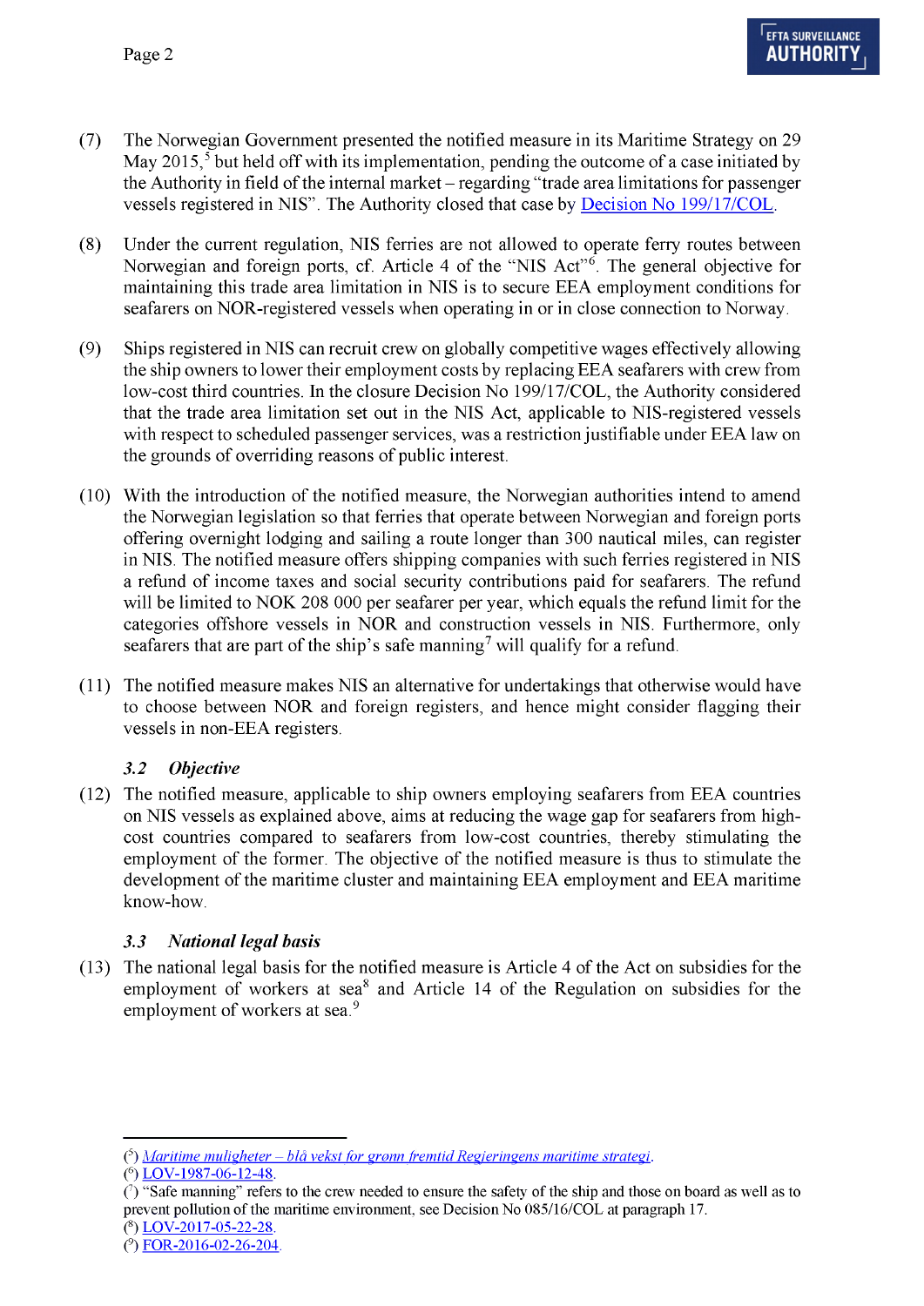(7) The Norwegian Government presented the notified measure in its Maritime Strategy on 29 May 2015,[5] but held off with its implementation, pending the outcome of a case initiated by the Authority in field of the internal market – regarding "trade area limitations for passenger vessels registered in NIS". The Authority closed that case by Decision No 199/17/COL.

(8) Under the current regulation, NIS ferries are not allowed to operate ferry routes between Norwegian and foreign ports, cf. Article 4 of the "NIS Act"[6]. The general objective for maintaining this trade area limitation in NIS is to secure EEA employment conditions for seafarers on NOR-registered vessels when operating in or in close connection to Norway.

(9) Ships registered in NIS can recruit crew on globally competitive wages effectively allowing the ship owners to lower their employment costs by replacing EEA seafarers with crew from low-cost third countries. In the closure Decision No 199/17/COL, the Authority considered that the trade area limitation set out in the NIS Act, applicable to NIS-registered vessels with respect to scheduled passenger services, was a restriction justifiable under EEA law on the grounds of overriding reasons of public interest.

(10) With the introduction of the notified measure, the Norwegian authorities intend to amend the Norwegian legislation so that ferries that operate between Norwegian and foreign ports offering overnight lodging and sailing a route longer than 300 nautical miles, can register in NIS. The notified measure offers shipping companies with such ferries registered in NIS a refund of income taxes and social security contributions paid for seafarers. The refund will be limited to NOK 208 000 per seafarer per year, which equals the refund limit for the categories offshore vessels in NOR and construction vessels in NIS. Furthermore, only seafarers that are part of the ship's safe manning[7] will qualify for a refund.

(11) The notified measure makes NIS an alternative for undertakings that otherwise would have to choose between NOR and foreign registers, and hence might consider flagging their vessels in non-EEA registers.

### *3.2 Objective*

(12) The notified measure, applicable to ship owners employing seafarers from EEA countries on NIS vessels as explained above, aims at reducing the wage gap for seafarers from high-cost countries compared to seafarers from low-cost countries, thereby stimulating the employment of the former. The objective of the notified measure is thus to stimulate the development of the maritime cluster and maintaining EEA employment and EEA maritime know-how.

### *3.3 National legal basis*

(13) The national legal basis for the notified measure is Article 4 of the Act on subsidies for the employment of workers at sea[8] and Article 14 of the Regulation on subsidies for the employment of workers at sea.[9]

---

([5]) *Maritime muligheter – blå vekst for grønn fremtid Regjeringens maritime strategi*.

([6]) LOV-1987-06-12-48.

([7]) "Safe manning" refers to the crew needed to ensure the safety of the ship and those on board as well as to prevent pollution of the maritime environment, see Decision No 085/16/COL at paragraph 17.

([8]) LOV-2017-05-22-28.

([9]) FOR-2016-02-26-204.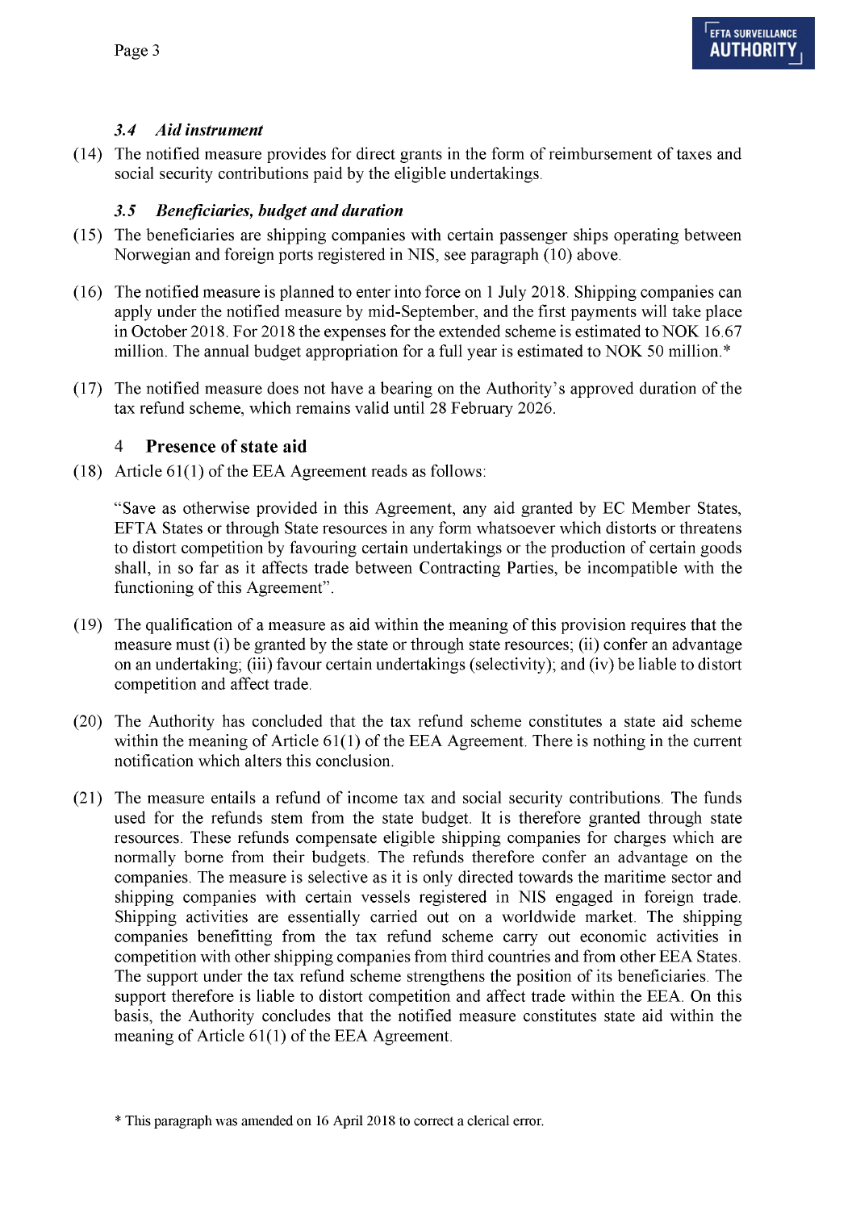### *3.4 Aid instrument*

(14) The notified measure provides for direct grants in the form of reimbursement of taxes and social security contributions paid by the eligible undertakings.

### *3.5 Beneficiaries, budget and duration*

(15) The beneficiaries are shipping companies with certain passenger ships operating between Norwegian and foreign ports registered in NIS, see paragraph (10) above.

(16) The notified measure is planned to enter into force on 1 July 2018. Shipping companies can apply under the notified measure by mid-September, and the first payments will take place in October 2018. For 2018 the expenses for the extended scheme is estimated to NOK 16.67 million. The annual budget appropriation for a full year is estimated to NOK 50 million.*

(17) The notified measure does not have a bearing on the Authority's approved duration of the tax refund scheme, which remains valid until 28 February 2026.

## 4 Presence of state aid

(18) Article 61(1) of the EEA Agreement reads as follows:

"Save as otherwise provided in this Agreement, any aid granted by EC Member States, EFTA States or through State resources in any form whatsoever which distorts or threatens to distort competition by favouring certain undertakings or the production of certain goods shall, in so far as it affects trade between Contracting Parties, be incompatible with the functioning of this Agreement".

(19) The qualification of a measure as aid within the meaning of this provision requires that the measure must (i) be granted by the state or through state resources; (ii) confer an advantage on an undertaking; (iii) favour certain undertakings (selectivity); and (iv) be liable to distort competition and affect trade.

(20) The Authority has concluded that the tax refund scheme constitutes a state aid scheme within the meaning of Article 61(1) of the EEA Agreement. There is nothing in the current notification which alters this conclusion.

(21) The measure entails a refund of income tax and social security contributions. The funds used for the refunds stem from the state budget. It is therefore granted through state resources. These refunds compensate eligible shipping companies for charges which are normally borne from their budgets. The refunds therefore confer an advantage on the companies. The measure is selective as it is only directed towards the maritime sector and shipping companies with certain vessels registered in NIS engaged in foreign trade. Shipping activities are essentially carried out on a worldwide market. The shipping companies benefitting from the tax refund scheme carry out economic activities in competition with other shipping companies from third countries and from other EEA States. The support under the tax refund scheme strengthens the position of its beneficiaries. The support therefore is liable to distort competition and affect trade within the EEA. On this basis, the Authority concludes that the notified measure constitutes state aid within the meaning of Article 61(1) of the EEA Agreement.

* This paragraph was amended on 16 April 2018 to correct a clerical error.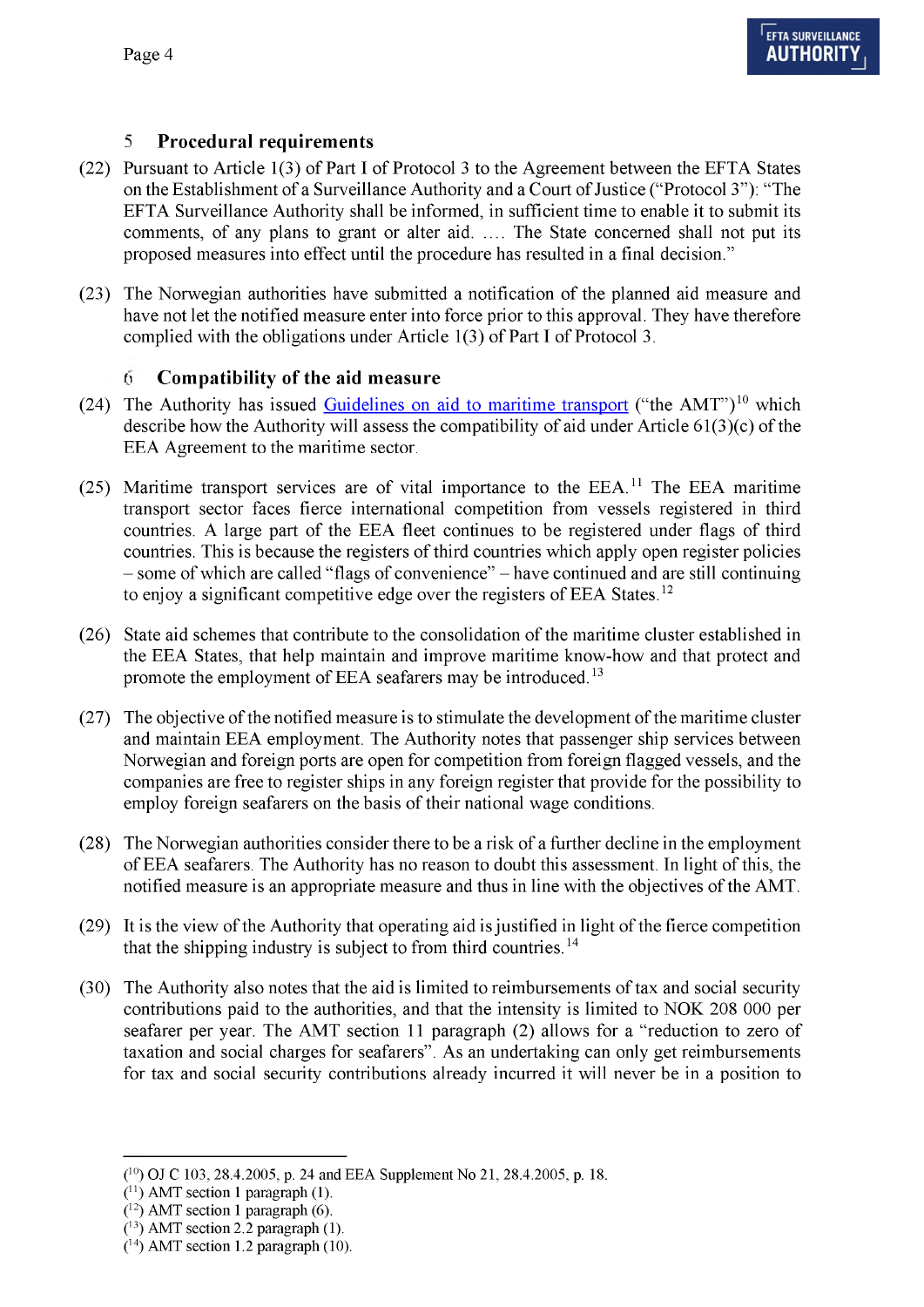## 5 Procedural requirements

(22) Pursuant to Article 1(3) of Part I of Protocol 3 to the Agreement between the EFTA States on the Establishment of a Surveillance Authority and a Court of Justice ("Protocol 3"): "The EFTA Surveillance Authority shall be informed, in sufficient time to enable it to submit its comments, of any plans to grant or alter aid. …. The State concerned shall not put its proposed measures into effect until the procedure has resulted in a final decision."

(23) The Norwegian authorities have submitted a notification of the planned aid measure and have not let the notified measure enter into force prior to this approval. They have therefore complied with the obligations under Article 1(3) of Part I of Protocol 3.

## 6 Compatibility of the aid measure

(24) The Authority has issued Guidelines on aid to maritime transport ("the AMT")[10] which describe how the Authority will assess the compatibility of aid under Article 61(3)(c) of the EEA Agreement to the maritime sector.

(25) Maritime transport services are of vital importance to the EEA.[11] The EEA maritime transport sector faces fierce international competition from vessels registered in third countries. A large part of the EEA fleet continues to be registered under flags of third countries. This is because the registers of third countries which apply open register policies – some of which are called "flags of convenience" – have continued and are still continuing to enjoy a significant competitive edge over the registers of EEA States.[12]

(26) State aid schemes that contribute to the consolidation of the maritime cluster established in the EEA States, that help maintain and improve maritime know-how and that protect and promote the employment of EEA seafarers may be introduced.[13]

(27) The objective of the notified measure is to stimulate the development of the maritime cluster and maintain EEA employment. The Authority notes that passenger ship services between Norwegian and foreign ports are open for competition from foreign flagged vessels, and the companies are free to register ships in any foreign register that provide for the possibility to employ foreign seafarers on the basis of their national wage conditions.

(28) The Norwegian authorities consider there to be a risk of a further decline in the employment of EEA seafarers. The Authority has no reason to doubt this assessment. In light of this, the notified measure is an appropriate measure and thus in line with the objectives of the AMT.

(29) It is the view of the Authority that operating aid is justified in light of the fierce competition that the shipping industry is subject to from third countries.[14]

(30) The Authority also notes that the aid is limited to reimbursements of tax and social security contributions paid to the authorities, and that the intensity is limited to NOK 208 000 per seafarer per year. The AMT section 11 paragraph (2) allows for a "reduction to zero of taxation and social charges for seafarers". As an undertaking can only get reimbursements for tax and social security contributions already incurred it will never be in a position to

---

(10) OJ C 103, 28.4.2005, p. 24 and EEA Supplement No 21, 28.4.2005, p. 18.

(11) AMT section 1 paragraph (1).

(12) AMT section 1 paragraph (6).

(13) AMT section 2.2 paragraph (1).

(14) AMT section 1.2 paragraph (10).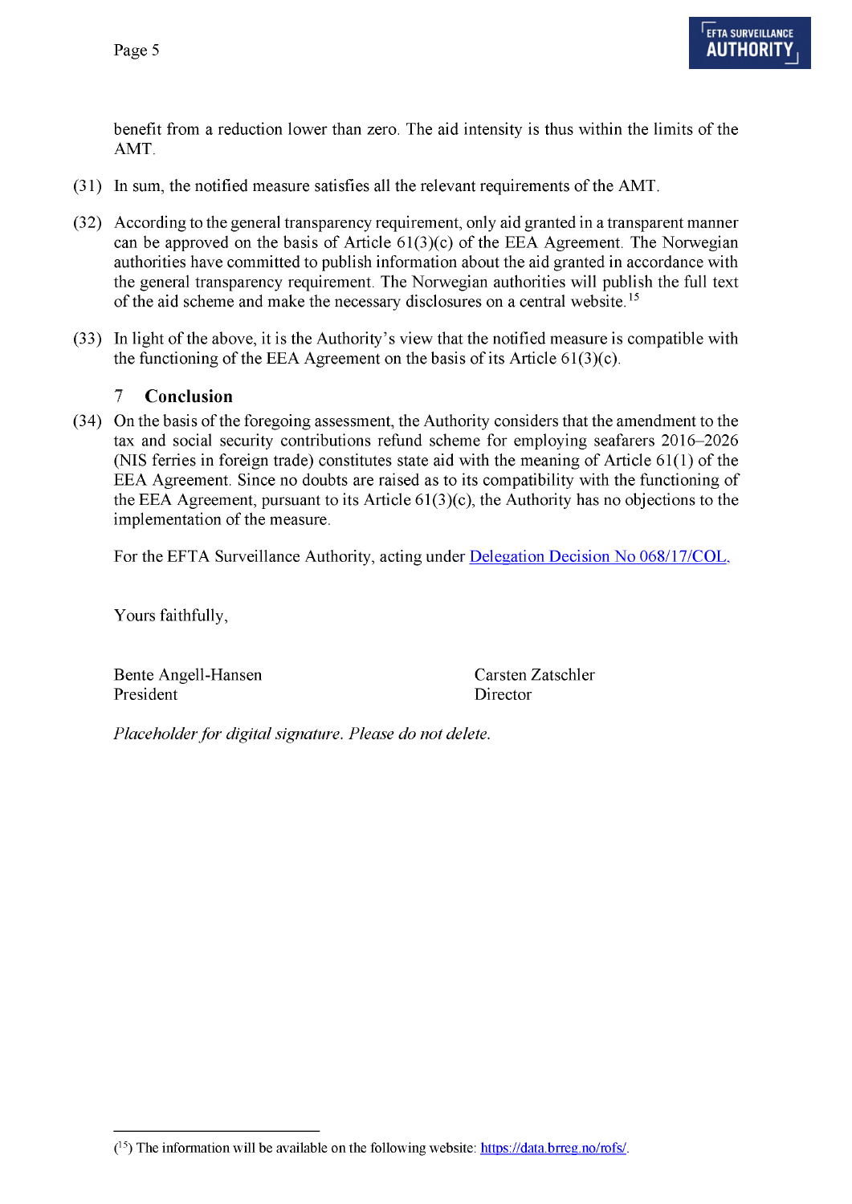benefit from a reduction lower than zero. The aid intensity is thus within the limits of the AMT.

(31) In sum, the notified measure satisfies all the relevant requirements of the AMT.

(32) According to the general transparency requirement, only aid granted in a transparent manner can be approved on the basis of Article 61(3)(c) of the EEA Agreement. The Norwegian authorities have committed to publish information about the aid granted in accordance with the general transparency requirement. The Norwegian authorities will publish the full text of the aid scheme and make the necessary disclosures on a central website.[15]

(33) In light of the above, it is the Authority's view that the notified measure is compatible with the functioning of the EEA Agreement on the basis of its Article 61(3)(c).

## 7 Conclusion

(34) On the basis of the foregoing assessment, the Authority considers that the amendment to the tax and social security contributions refund scheme for employing seafarers 2016–2026 (NIS ferries in foreign trade) constitutes state aid with the meaning of Article 61(1) of the EEA Agreement. Since no doubts are raised as to its compatibility with the functioning of the EEA Agreement, pursuant to its Article 61(3)(c), the Authority has no objections to the implementation of the measure.

For the EFTA Surveillance Authority, acting under [Delegation Decision No 068/17/COL](),

Yours faithfully,

| | |
|---|---|
| Bente Angell-Hansen<br>President | Carsten Zatschler<br>Director |

*Placeholder for digital signature. Please do not delete.*

---

([15]) The information will be available on the following website: [https://data.brreg.no/rofs/](https://data.brreg.no/rofs/).